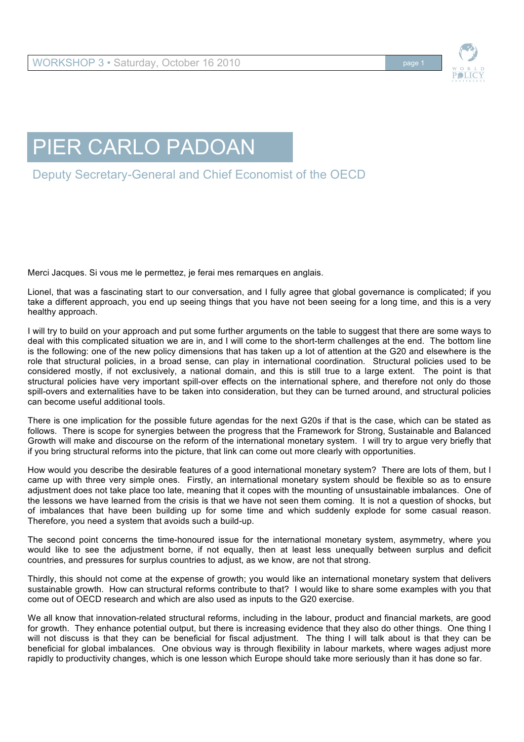# PIER CARLO PADOAN

## Deputy Secretary-General and Chief Economist of the OECD

Merci Jacques. Si vous me le permettez, je ferai mes remarques en anglais.

Lionel, that was a fascinating start to our conversation, and I fully agree that global governance is complicated; if you take a different approach, you end up seeing things that you have not been seeing for a long time, and this is a very healthy approach.

I will try to build on your approach and put some further arguments on the table to suggest that there are some ways to deal with this complicated situation we are in, and I will come to the short-term challenges at the end. The bottom line is the following: one of the new policy dimensions that has taken up a lot of attention at the G20 and elsewhere is the role that structural policies, in a broad sense, can play in international coordination. Structural policies used to be considered mostly, if not exclusively, a national domain, and this is still true to a large extent. The point is that structural policies have very important spill-over effects on the international sphere, and therefore not only do those spill-overs and externalities have to be taken into consideration, but they can be turned around, and structural policies can become useful additional tools.

There is one implication for the possible future agendas for the next G20s if that is the case, which can be stated as follows. There is scope for synergies between the progress that the Framework for Strong, Sustainable and Balanced Growth will make and discourse on the reform of the international monetary system. I will try to argue very briefly that if you bring structural reforms into the picture, that link can come out more clearly with opportunities.

How would you describe the desirable features of a good international monetary system? There are lots of them, but I came up with three very simple ones. Firstly, an international monetary system should be flexible so as to ensure adjustment does not take place too late, meaning that it copes with the mounting of unsustainable imbalances. One of the lessons we have learned from the crisis is that we have not seen them coming. It is not a question of shocks, but of imbalances that have been building up for some time and which suddenly explode for some casual reason. Therefore, you need a system that avoids such a build-up.

The second point concerns the time-honoured issue for the international monetary system, asymmetry, where you would like to see the adjustment borne, if not equally, then at least less unequally between surplus and deficit countries, and pressures for surplus countries to adjust, as we know, are not that strong.

Thirdly, this should not come at the expense of growth; you would like an international monetary system that delivers sustainable growth. How can structural reforms contribute to that? I would like to share some examples with you that come out of OECD research and which are also used as inputs to the G20 exercise.

We all know that innovation-related structural reforms, including in the labour, product and financial markets, are good for growth. They enhance potential output, but there is increasing evidence that they also do other things. One thing I will not discuss is that they can be beneficial for fiscal adjustment. The thing I will talk about is that they can be beneficial for global imbalances. One obvious way is through flexibility in labour markets, where wages adjust more rapidly to productivity changes, which is one lesson which Europe should take more seriously than it has done so far.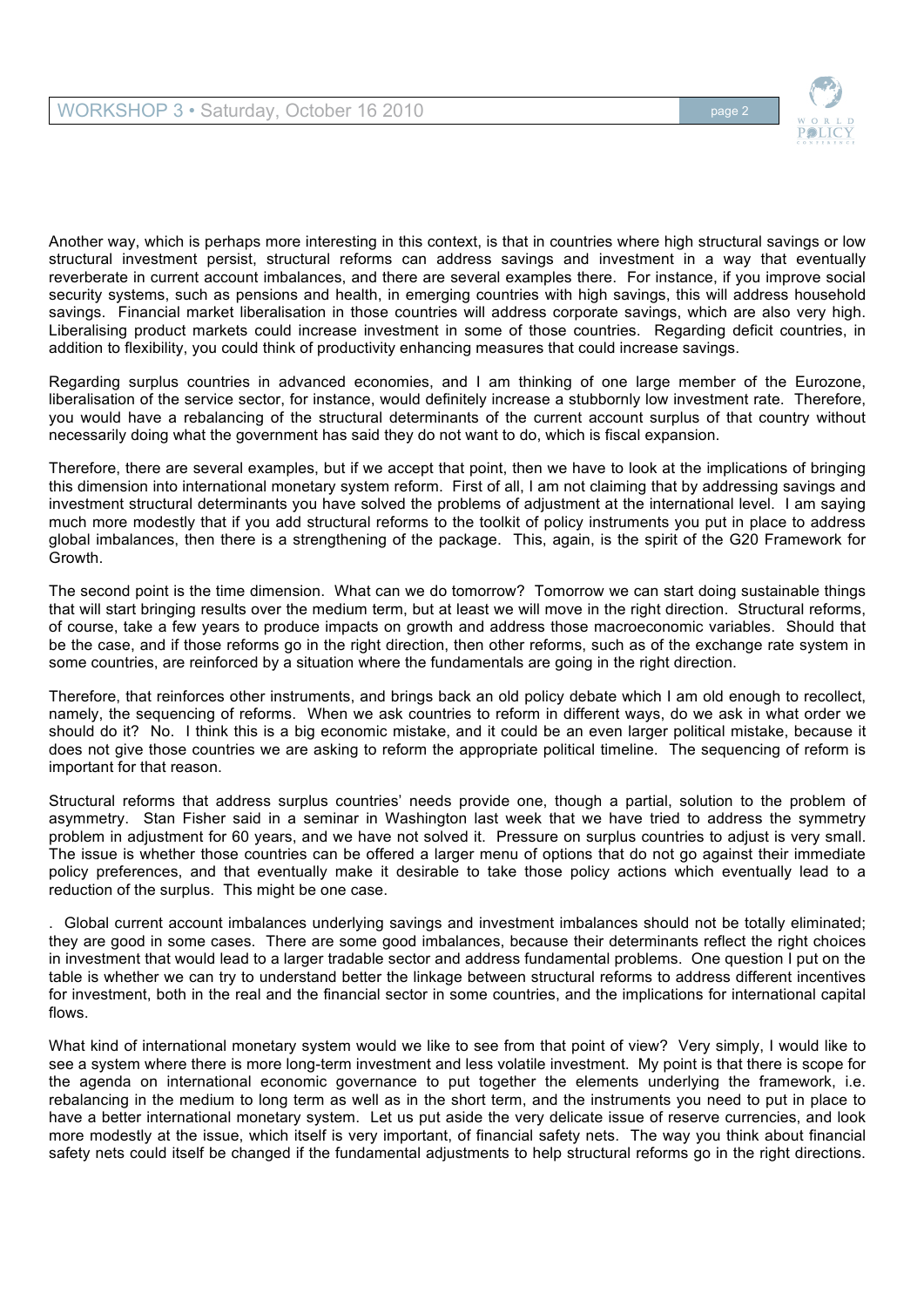Another way, which is perhaps more interesting in this context, is that in countries where high structural savings or low structural investment persist, structural reforms can address savings and investment in a way that eventually reverberate in current account imbalances, and there are several examples there. For instance, if you improve social security systems, such as pensions and health, in emerging countries with high savings, this will address household savings. Financial market liberalisation in those countries will address corporate savings, which are also very high. Liberalising product markets could increase investment in some of those countries. Regarding deficit countries, in addition to flexibility, you could think of productivity enhancing measures that could increase savings.

Regarding surplus countries in advanced economies, and I am thinking of one large member of the Eurozone, liberalisation of the service sector, for instance, would definitely increase a stubbornly low investment rate. Therefore, you would have a rebalancing of the structural determinants of the current account surplus of that country without necessarily doing what the government has said they do not want to do, which is fiscal expansion.

Therefore, there are several examples, but if we accept that point, then we have to look at the implications of bringing this dimension into international monetary system reform. First of all, I am not claiming that by addressing savings and investment structural determinants you have solved the problems of adjustment at the international level. I am saying much more modestly that if you add structural reforms to the toolkit of policy instruments you put in place to address global imbalances, then there is a strengthening of the package. This, again, is the spirit of the G20 Framework for Growth.

The second point is the time dimension. What can we do tomorrow? Tomorrow we can start doing sustainable things that will start bringing results over the medium term, but at least we will move in the right direction. Structural reforms, of course, take a few years to produce impacts on growth and address those macroeconomic variables. Should that be the case, and if those reforms go in the right direction, then other reforms, such as of the exchange rate system in some countries, are reinforced by a situation where the fundamentals are going in the right direction.

Therefore, that reinforces other instruments, and brings back an old policy debate which I am old enough to recollect, namely, the sequencing of reforms. When we ask countries to reform in different ways, do we ask in what order we should do it? No. I think this is a big economic mistake, and it could be an even larger political mistake, because it does not give those countries we are asking to reform the appropriate political timeline. The sequencing of reform is important for that reason.

Structural reforms that address surplus countries' needs provide one, though a partial, solution to the problem of asymmetry. Stan Fisher said in a seminar in Washington last week that we have tried to address the symmetry problem in adjustment for 60 years, and we have not solved it. Pressure on surplus countries to adjust is very small. The issue is whether those countries can be offered a larger menu of options that do not go against their immediate policy preferences, and that eventually make it desirable to take those policy actions which eventually lead to a reduction of the surplus. This might be one case.

. Global current account imbalances underlying savings and investment imbalances should not be totally eliminated; they are good in some cases. There are some good imbalances, because their determinants reflect the right choices in investment that would lead to a larger tradable sector and address fundamental problems. One question I put on the table is whether we can try to understand better the linkage between structural reforms to address different incentives for investment, both in the real and the financial sector in some countries, and the implications for international capital flows.

What kind of international monetary system would we like to see from that point of view? Very simply, I would like to see a system where there is more long-term investment and less volatile investment. My point is that there is scope for the agenda on international economic governance to put together the elements underlying the framework, i.e. rebalancing in the medium to long term as well as in the short term, and the instruments you need to put in place to have a better international monetary system. Let us put aside the very delicate issue of reserve currencies, and look more modestly at the issue, which itself is very important, of financial safety nets. The way you think about financial safety nets could itself be changed if the fundamental adjustments to help structural reforms go in the right directions.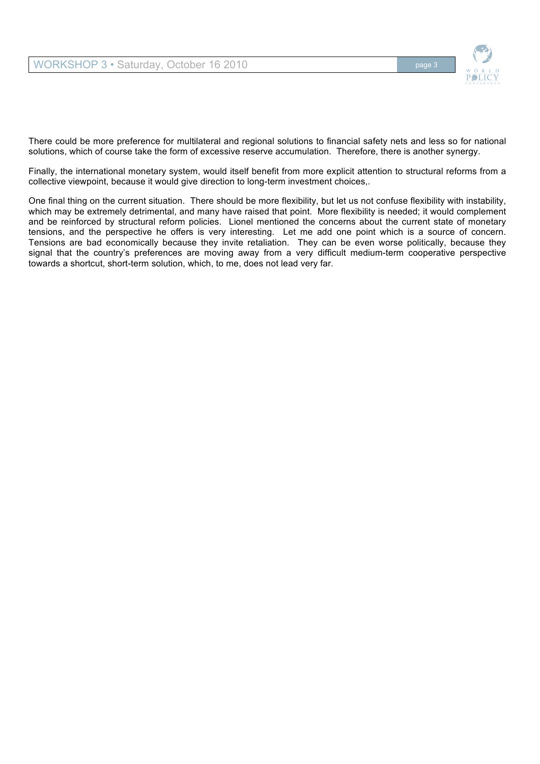There could be more preference for multilateral and regional solutions to financial safety nets and less so for national solutions, which of course take the form of excessive reserve accumulation. Therefore, there is another synergy.

Finally, the international monetary system, would itself benefit from more explicit attention to structural reforms from a collective viewpoint, because it would give direction to long-term investment choices,.

One final thing on the current situation. There should be more flexibility, but let us not confuse flexibility with instability, which may be extremely detrimental, and many have raised that point. More flexibility is needed; it would complement and be reinforced by structural reform policies. Lionel mentioned the concerns about the current state of monetary tensions, and the perspective he offers is very interesting. Let me add one point which is a source of concern. Tensions are bad economically because they invite retaliation. They can be even worse politically, because they signal that the country's preferences are moving away from a very difficult medium-term cooperative perspective towards a shortcut, short-term solution, which, to me, does not lead very far.